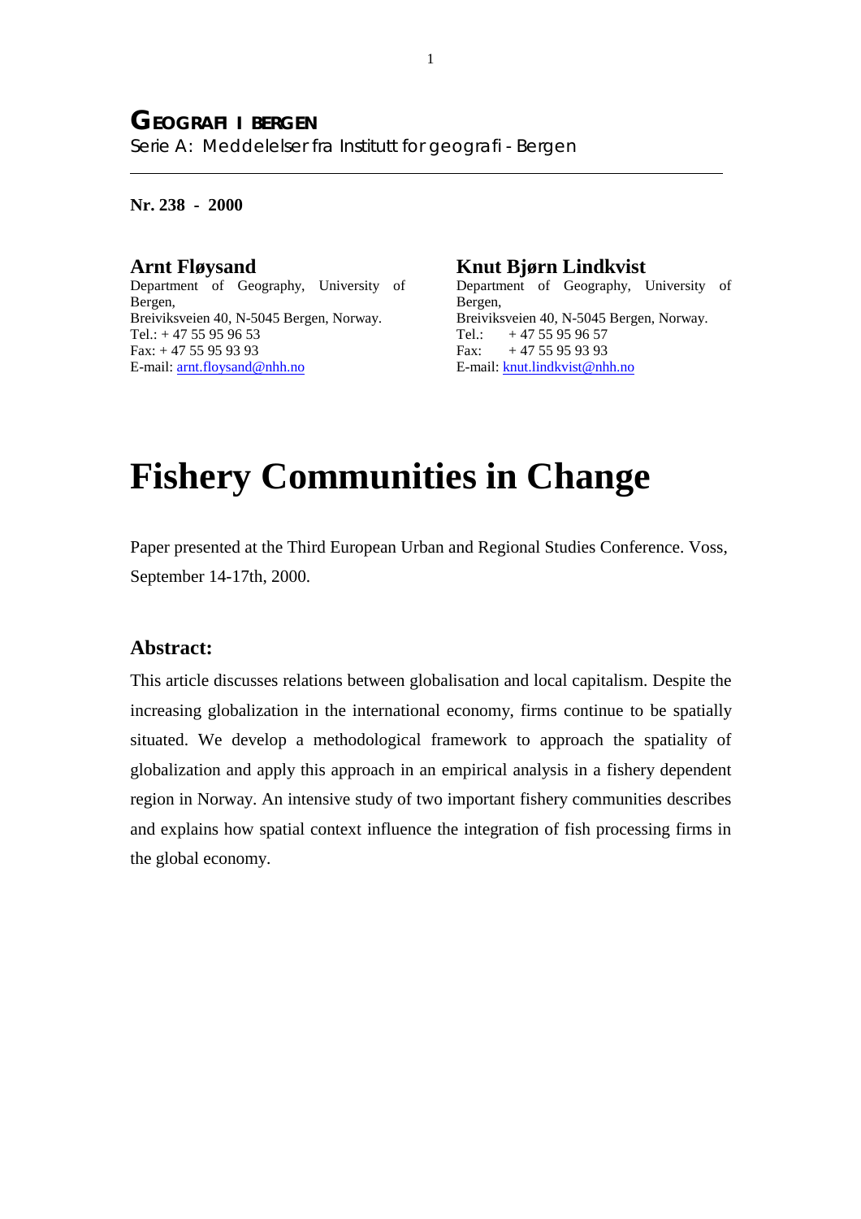**GEOGRAFI I BERGEN**

Serie A: Meddelelser fra Institutt for geografi - Bergen

---

**Nr. 238 - 2000**

**Arnt Fløysand**
Department of Geography, University of Bergen,
Breiviksveien 40, N-5045 Bergen, Norway.
Tel.: + 47 55 95 96 53
Fax: + 47 55 95 93 93
E-mail: arnt.floysand@nhh.no

**Knut Bjørn Lindkvist**
Department of Geography, University of Bergen,
Breiviksveien 40, N-5045 Bergen, Norway.
Tel.: + 47 55 95 96 57
Fax: + 47 55 95 93 93
E-mail: knut.lindkvist@nhh.no

# Fishery Communities in Change

Paper presented at the Third European Urban and Regional Studies Conference. Voss, September 14-17th, 2000.

## Abstract:

This article discusses relations between globalisation and local capitalism. Despite the increasing globalization in the international economy, firms continue to be spatially situated. We develop a methodological framework to approach the spatiality of globalization and apply this approach in an empirical analysis in a fishery dependent region in Norway. An intensive study of two important fishery communities describes and explains how spatial context influence the integration of fish processing firms in the global economy.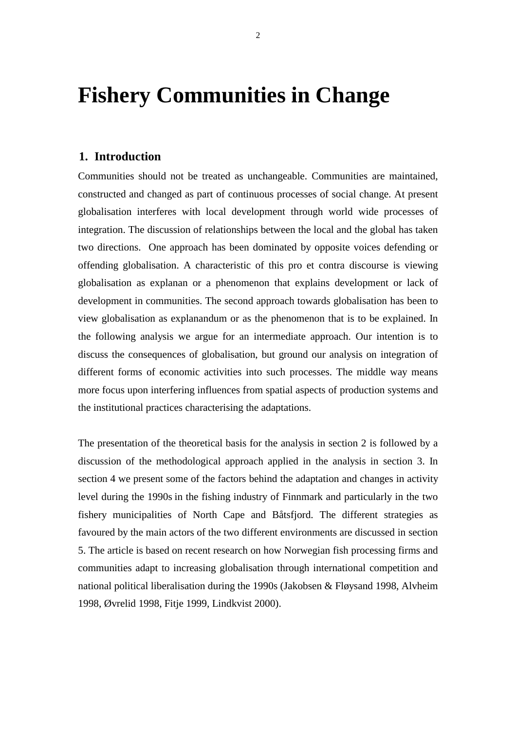# Fishery Communities in Change

## 1. Introduction

Communities should not be treated as unchangeable. Communities are maintained, constructed and changed as part of continuous processes of social change. At present globalisation interferes with local development through world wide processes of integration. The discussion of relationships between the local and the global has taken two directions. One approach has been dominated by opposite voices defending or offending globalisation. A characteristic of this pro et contra discourse is viewing globalisation as explanan or a phenomenon that explains development or lack of development in communities. The second approach towards globalisation has been to view globalisation as explanandum or as the phenomenon that is to be explained. In the following analysis we argue for an intermediate approach. Our intention is to discuss the consequences of globalisation, but ground our analysis on integration of different forms of economic activities into such processes. The middle way means more focus upon interfering influences from spatial aspects of production systems and the institutional practices characterising the adaptations.

The presentation of the theoretical basis for the analysis in section 2 is followed by a discussion of the methodological approach applied in the analysis in section 3. In section 4 we present some of the factors behind the adaptation and changes in activity level during the 1990s in the fishing industry of Finnmark and particularly in the two fishery municipalities of North Cape and Båtsfjord. The different strategies as favoured by the main actors of the two different environments are discussed in section 5. The article is based on recent research on how Norwegian fish processing firms and communities adapt to increasing globalisation through international competition and national political liberalisation during the 1990s (Jakobsen & Fløysand 1998, Alvheim 1998, Øvrelid 1998, Fitje 1999, Lindkvist 2000).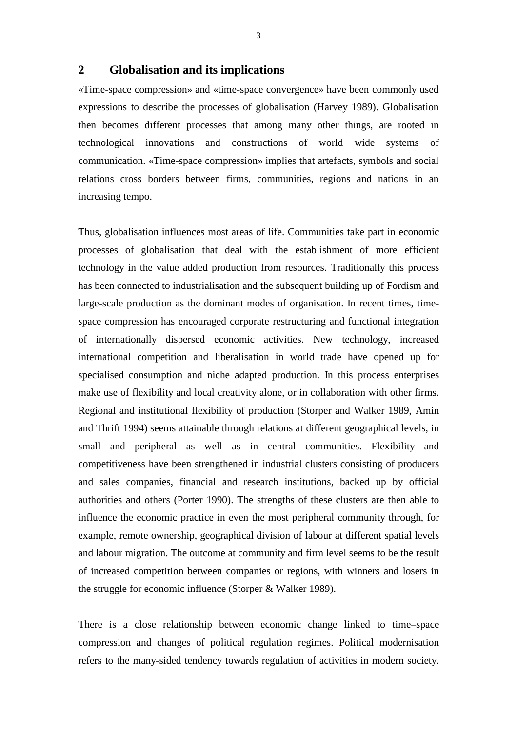## 2 Globalisation and its implications

«Time-space compression» and «time-space convergence» have been commonly used expressions to describe the processes of globalisation (Harvey 1989). Globalisation then becomes different processes that among many other things, are rooted in technological innovations and constructions of world wide systems of communication. «Time-space compression» implies that artefacts, symbols and social relations cross borders between firms, communities, regions and nations in an increasing tempo.

Thus, globalisation influences most areas of life. Communities take part in economic processes of globalisation that deal with the establishment of more efficient technology in the value added production from resources. Traditionally this process has been connected to industrialisation and the subsequent building up of Fordism and large-scale production as the dominant modes of organisation. In recent times, time-space compression has encouraged corporate restructuring and functional integration of internationally dispersed economic activities. New technology, increased international competition and liberalisation in world trade have opened up for specialised consumption and niche adapted production. In this process enterprises make use of flexibility and local creativity alone, or in collaboration with other firms. Regional and institutional flexibility of production (Storper and Walker 1989, Amin and Thrift 1994) seems attainable through relations at different geographical levels, in small and peripheral as well as in central communities. Flexibility and competitiveness have been strengthened in industrial clusters consisting of producers and sales companies, financial and research institutions, backed up by official authorities and others (Porter 1990). The strengths of these clusters are then able to influence the economic practice in even the most peripheral community through, for example, remote ownership, geographical division of labour at different spatial levels and labour migration. The outcome at community and firm level seems to be the result of increased competition between companies or regions, with winners and losers in the struggle for economic influence (Storper & Walker 1989).

There is a close relationship between economic change linked to time–space compression and changes of political regulation regimes. Political modernisation refers to the many-sided tendency towards regulation of activities in modern society.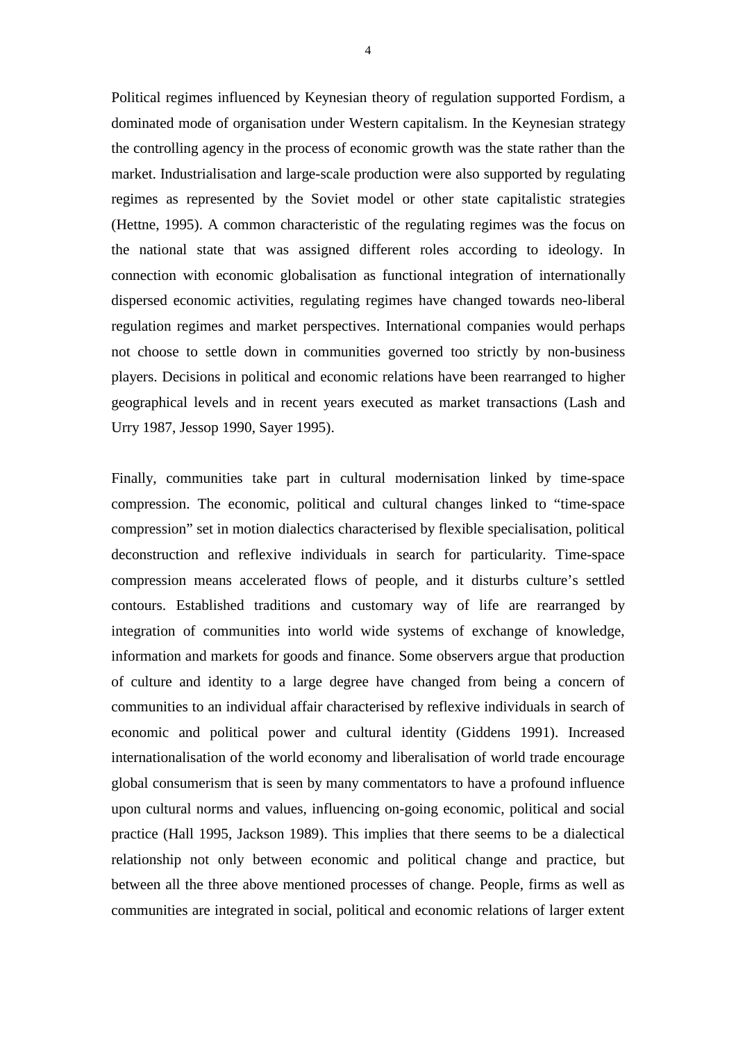Political regimes influenced by Keynesian theory of regulation supported Fordism, a dominated mode of organisation under Western capitalism. In the Keynesian strategy the controlling agency in the process of economic growth was the state rather than the market. Industrialisation and large-scale production were also supported by regulating regimes as represented by the Soviet model or other state capitalistic strategies (Hettne, 1995). A common characteristic of the regulating regimes was the focus on the national state that was assigned different roles according to ideology. In connection with economic globalisation as functional integration of internationally dispersed economic activities, regulating regimes have changed towards neo-liberal regulation regimes and market perspectives. International companies would perhaps not choose to settle down in communities governed too strictly by non-business players. Decisions in political and economic relations have been rearranged to higher geographical levels and in recent years executed as market transactions (Lash and Urry 1987, Jessop 1990, Sayer 1995).

Finally, communities take part in cultural modernisation linked by time-space compression. The economic, political and cultural changes linked to "time-space compression" set in motion dialectics characterised by flexible specialisation, political deconstruction and reflexive individuals in search for particularity. Time-space compression means accelerated flows of people, and it disturbs culture's settled contours. Established traditions and customary way of life are rearranged by integration of communities into world wide systems of exchange of knowledge, information and markets for goods and finance. Some observers argue that production of culture and identity to a large degree have changed from being a concern of communities to an individual affair characterised by reflexive individuals in search of economic and political power and cultural identity (Giddens 1991). Increased internationalisation of the world economy and liberalisation of world trade encourage global consumerism that is seen by many commentators to have a profound influence upon cultural norms and values, influencing on-going economic, political and social practice (Hall 1995, Jackson 1989). This implies that there seems to be a dialectical relationship not only between economic and political change and practice, but between all the three above mentioned processes of change. People, firms as well as communities are integrated in social, political and economic relations of larger extent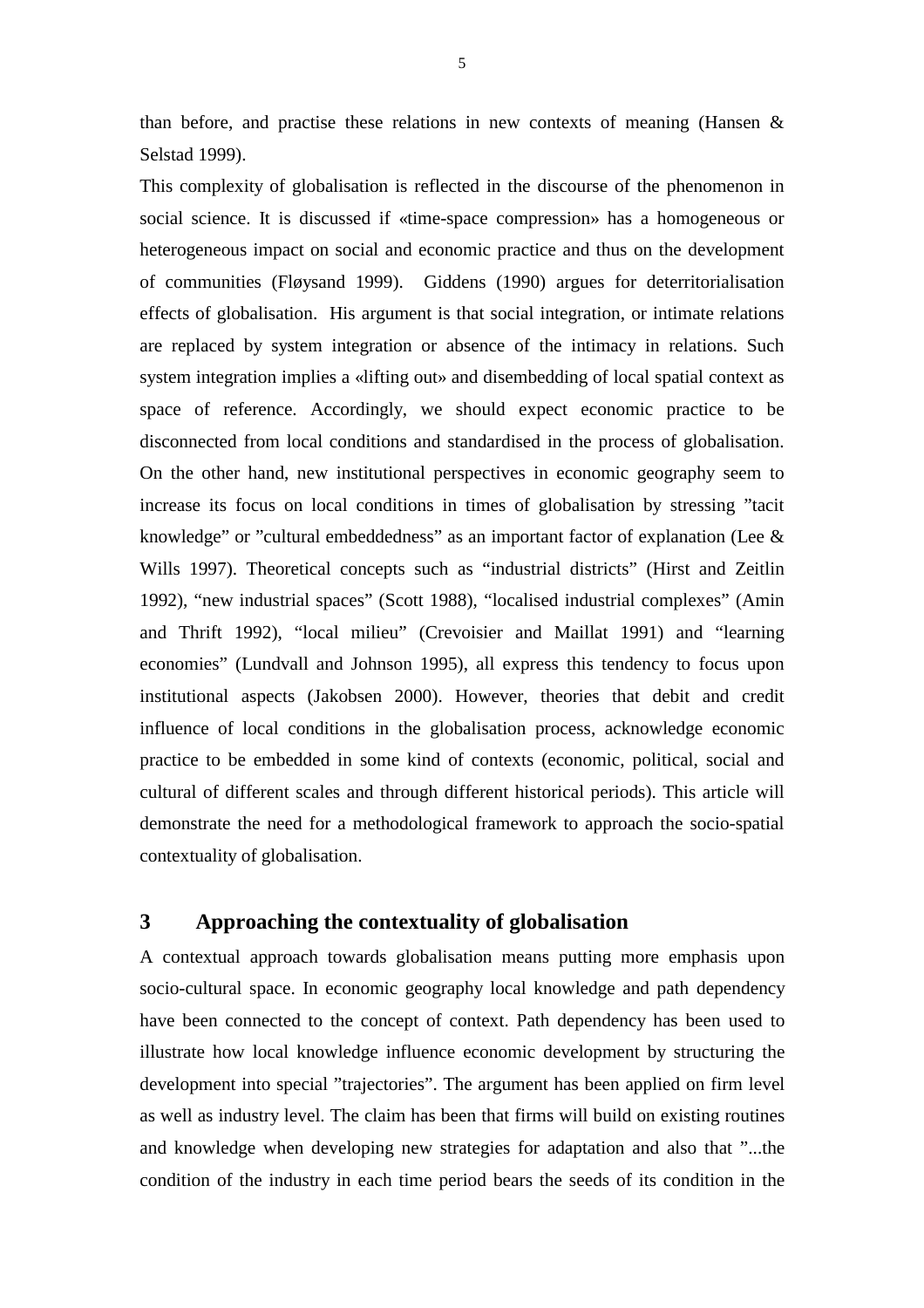than before, and practise these relations in new contexts of meaning (Hansen & Selstad 1999).

This complexity of globalisation is reflected in the discourse of the phenomenon in social science. It is discussed if «time-space compression» has a homogeneous or heterogeneous impact on social and economic practice and thus on the development of communities (Fløysand 1999). Giddens (1990) argues for deterritorialisation effects of globalisation. His argument is that social integration, or intimate relations are replaced by system integration or absence of the intimacy in relations. Such system integration implies a «lifting out» and disembedding of local spatial context as space of reference. Accordingly, we should expect economic practice to be disconnected from local conditions and standardised in the process of globalisation. On the other hand, new institutional perspectives in economic geography seem to increase its focus on local conditions in times of globalisation by stressing ”tacit knowledge” or ”cultural embeddedness” as an important factor of explanation (Lee & Wills 1997). Theoretical concepts such as “industrial districts” (Hirst and Zeitlin 1992), “new industrial spaces” (Scott 1988), “localised industrial complexes” (Amin and Thrift 1992), “local milieu” (Crevoisier and Maillat 1991) and “learning economies” (Lundvall and Johnson 1995), all express this tendency to focus upon institutional aspects (Jakobsen 2000). However, theories that debit and credit influence of local conditions in the globalisation process, acknowledge economic practice to be embedded in some kind of contexts (economic, political, social and cultural of different scales and through different historical periods). This article will demonstrate the need for a methodological framework to approach the socio-spatial contextuality of globalisation.

## 3 Approaching the contextuality of globalisation

A contextual approach towards globalisation means putting more emphasis upon socio-cultural space. In economic geography local knowledge and path dependency have been connected to the concept of context. Path dependency has been used to illustrate how local knowledge influence economic development by structuring the development into special ”trajectories”. The argument has been applied on firm level as well as industry level. The claim has been that firms will build on existing routines and knowledge when developing new strategies for adaptation and also that ”...the condition of the industry in each time period bears the seeds of its condition in the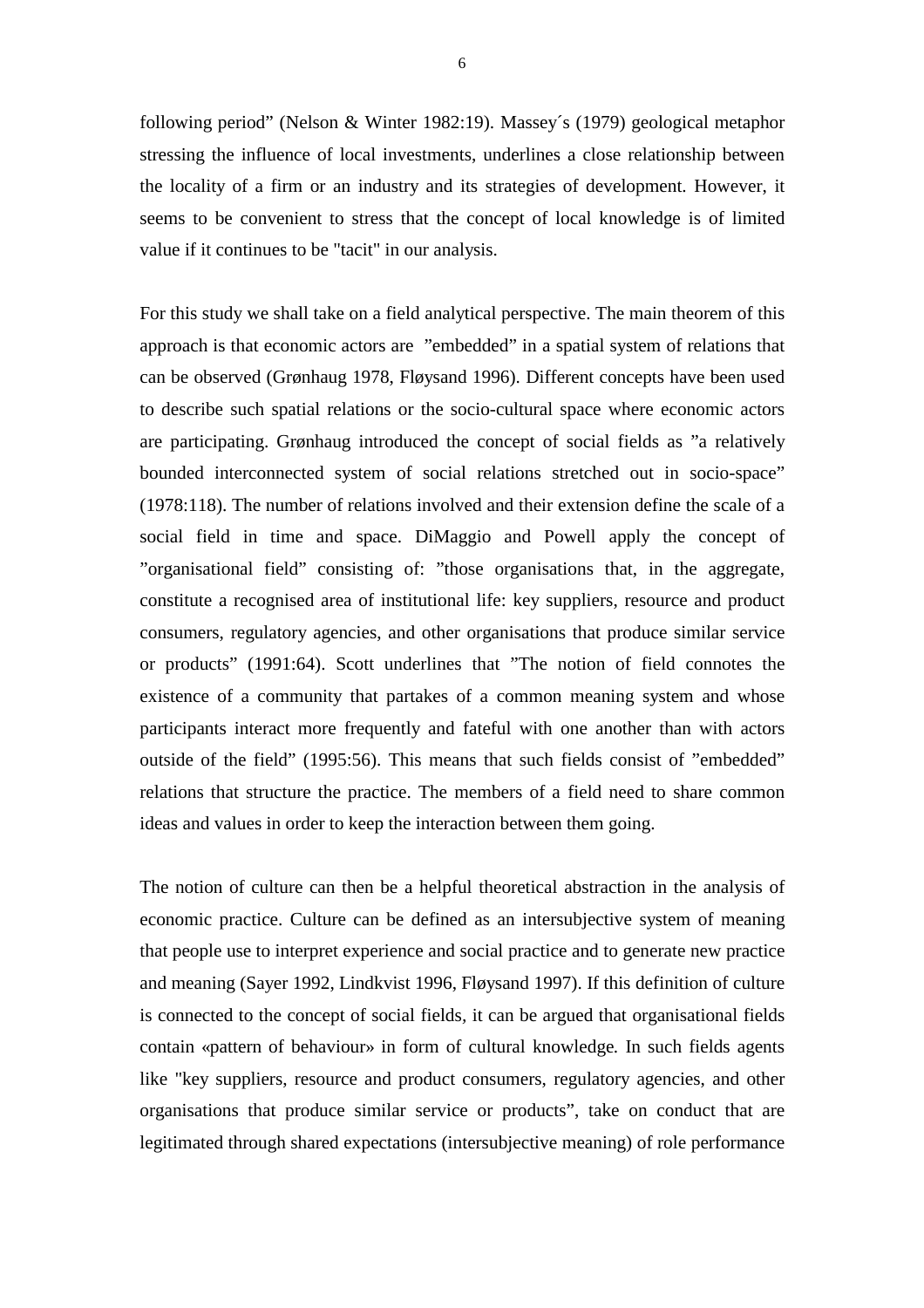following period" (Nelson & Winter 1982:19). Massey´s (1979) geological metaphor stressing the influence of local investments, underlines a close relationship between the locality of a firm or an industry and its strategies of development. However, it seems to be convenient to stress that the concept of local knowledge is of limited value if it continues to be "tacit" in our analysis.

For this study we shall take on a field analytical perspective. The main theorem of this approach is that economic actors are ”embedded” in a spatial system of relations that can be observed (Grønhaug 1978, Fløysand 1996). Different concepts have been used to describe such spatial relations or the socio-cultural space where economic actors are participating. Grønhaug introduced the concept of social fields as ”a relatively bounded interconnected system of social relations stretched out in socio-space” (1978:118). The number of relations involved and their extension define the scale of a social field in time and space. DiMaggio and Powell apply the concept of ”organisational field” consisting of: ”those organisations that, in the aggregate, constitute a recognised area of institutional life: key suppliers, resource and product consumers, regulatory agencies, and other organisations that produce similar service or products” (1991:64). Scott underlines that ”The notion of field connotes the existence of a community that partakes of a common meaning system and whose participants interact more frequently and fateful with one another than with actors outside of the field” (1995:56). This means that such fields consist of ”embedded” relations that structure the practice. The members of a field need to share common ideas and values in order to keep the interaction between them going.

The notion of culture can then be a helpful theoretical abstraction in the analysis of economic practice. Culture can be defined as an intersubjective system of meaning that people use to interpret experience and social practice and to generate new practice and meaning (Sayer 1992, Lindkvist 1996, Fløysand 1997). If this definition of culture is connected to the concept of social fields, it can be argued that organisational fields contain «pattern of behaviour» in form of cultural knowledge*.* In such fields agents like "key suppliers, resource and product consumers, regulatory agencies, and other organisations that produce similar service or products", take on conduct that are legitimated through shared expectations (intersubjective meaning) of role performance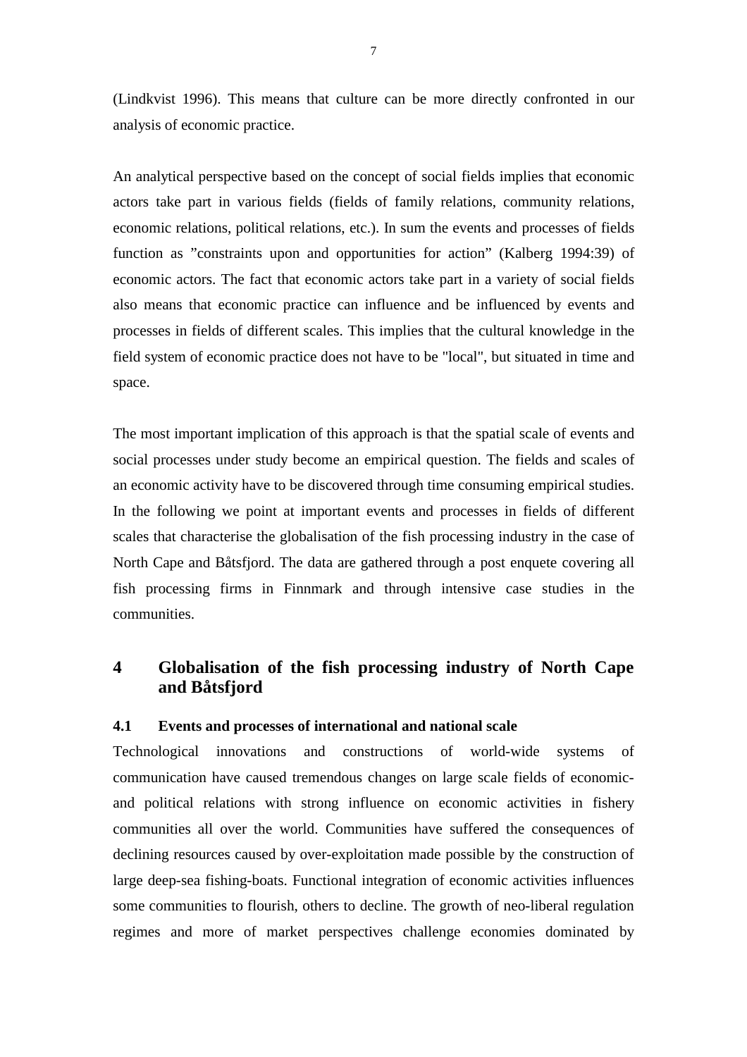(Lindkvist 1996). This means that culture can be more directly confronted in our analysis of economic practice.

An analytical perspective based on the concept of social fields implies that economic actors take part in various fields (fields of family relations, community relations, economic relations, political relations, etc.). In sum the events and processes of fields function as ”constraints upon and opportunities for action” (Kalberg 1994:39) of economic actors. The fact that economic actors take part in a variety of social fields also means that economic practice can influence and be influenced by events and processes in fields of different scales. This implies that the cultural knowledge in the field system of economic practice does not have to be "local", but situated in time and space.

The most important implication of this approach is that the spatial scale of events and social processes under study become an empirical question. The fields and scales of an economic activity have to be discovered through time consuming empirical studies. In the following we point at important events and processes in fields of different scales that characterise the globalisation of the fish processing industry in the case of North Cape and Båtsfjord. The data are gathered through a post enquete covering all fish processing firms in Finnmark and through intensive case studies in the communities.

# 4 Globalisation of the fish processing industry of North Cape and Båtsfjord

## 4.1 Events and processes of international and national scale

Technological innovations and constructions of world-wide systems of communication have caused tremendous changes on large scale fields of economic- and political relations with strong influence on economic activities in fishery communities all over the world. Communities have suffered the consequences of declining resources caused by over-exploitation made possible by the construction of large deep-sea fishing-boats. Functional integration of economic activities influences some communities to flourish, others to decline. The growth of neo-liberal regulation regimes and more of market perspectives challenge economies dominated by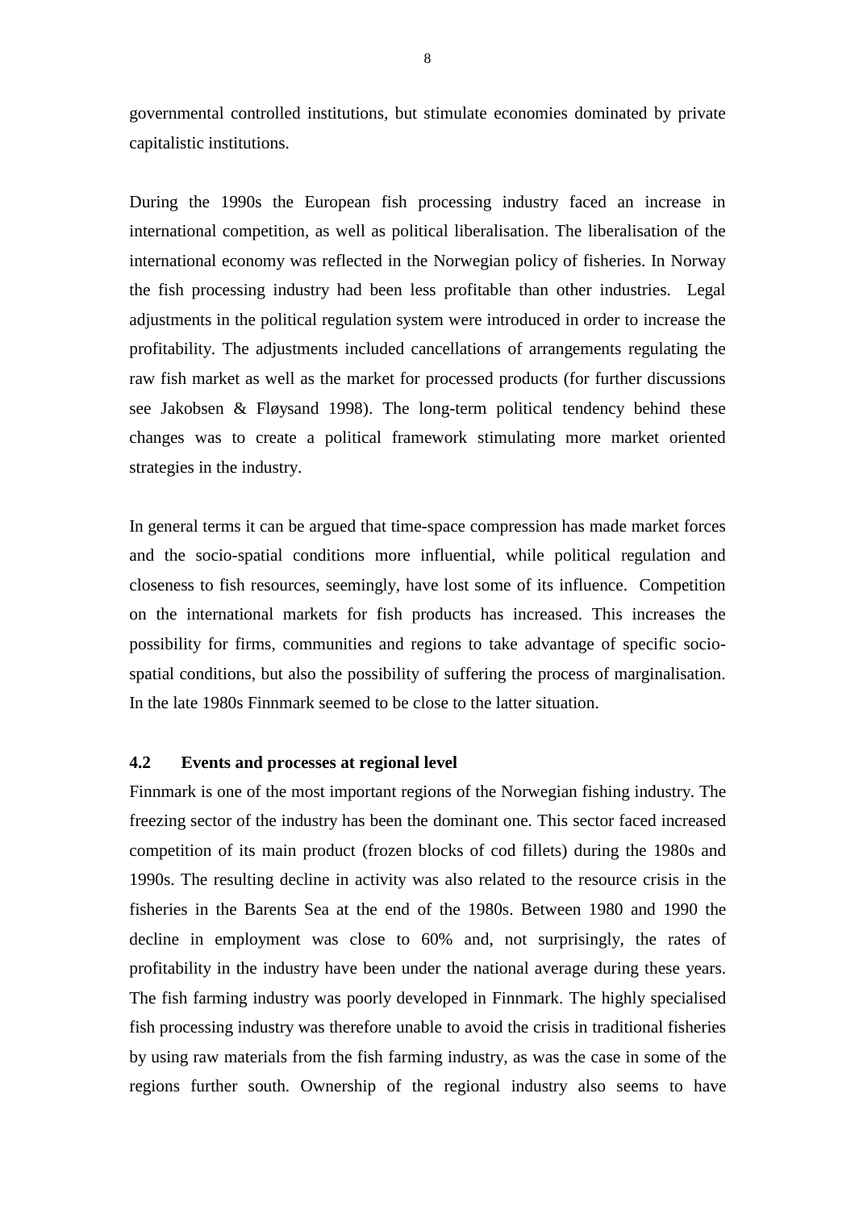governmental controlled institutions, but stimulate economies dominated by private capitalistic institutions.

During the 1990s the European fish processing industry faced an increase in international competition, as well as political liberalisation. The liberalisation of the international economy was reflected in the Norwegian policy of fisheries. In Norway the fish processing industry had been less profitable than other industries. Legal adjustments in the political regulation system were introduced in order to increase the profitability. The adjustments included cancellations of arrangements regulating the raw fish market as well as the market for processed products (for further discussions see Jakobsen & Fløysand 1998). The long-term political tendency behind these changes was to create a political framework stimulating more market oriented strategies in the industry.

In general terms it can be argued that time-space compression has made market forces and the socio-spatial conditions more influential, while political regulation and closeness to fish resources, seemingly, have lost some of its influence. Competition on the international markets for fish products has increased. This increases the possibility for firms, communities and regions to take advantage of specific socio-spatial conditions, but also the possibility of suffering the process of marginalisation. In the late 1980s Finnmark seemed to be close to the latter situation.

### 4.2 Events and processes at regional level

Finnmark is one of the most important regions of the Norwegian fishing industry. The freezing sector of the industry has been the dominant one. This sector faced increased competition of its main product (frozen blocks of cod fillets) during the 1980s and 1990s. The resulting decline in activity was also related to the resource crisis in the fisheries in the Barents Sea at the end of the 1980s. Between 1980 and 1990 the decline in employment was close to 60% and, not surprisingly, the rates of profitability in the industry have been under the national average during these years. The fish farming industry was poorly developed in Finnmark. The highly specialised fish processing industry was therefore unable to avoid the crisis in traditional fisheries by using raw materials from the fish farming industry, as was the case in some of the regions further south. Ownership of the regional industry also seems to have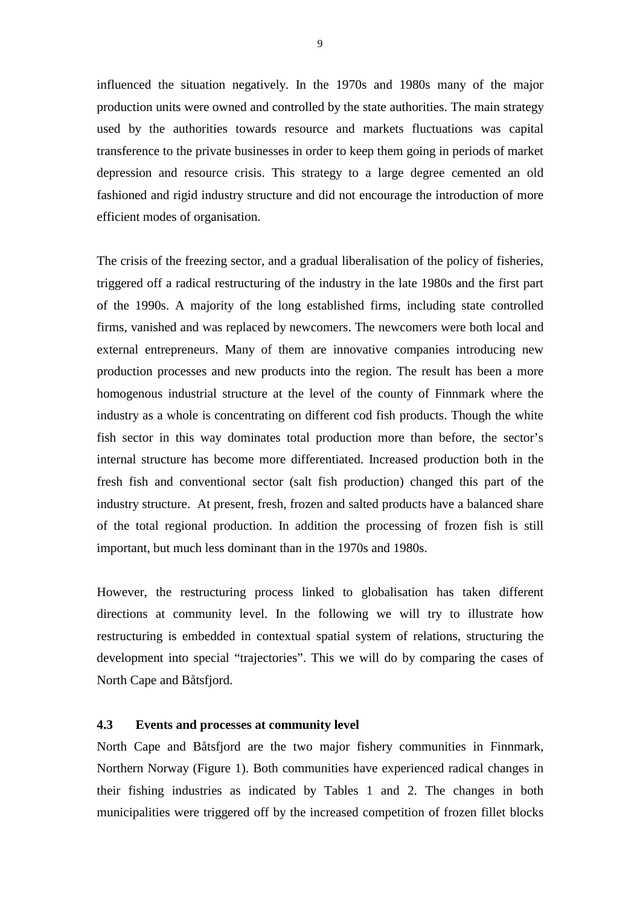influenced the situation negatively. In the 1970s and 1980s many of the major production units were owned and controlled by the state authorities. The main strategy used by the authorities towards resource and markets fluctuations was capital transference to the private businesses in order to keep them going in periods of market depression and resource crisis. This strategy to a large degree cemented an old fashioned and rigid industry structure and did not encourage the introduction of more efficient modes of organisation.

The crisis of the freezing sector, and a gradual liberalisation of the policy of fisheries, triggered off a radical restructuring of the industry in the late 1980s and the first part of the 1990s. A majority of the long established firms, including state controlled firms, vanished and was replaced by newcomers. The newcomers were both local and external entrepreneurs. Many of them are innovative companies introducing new production processes and new products into the region. The result has been a more homogenous industrial structure at the level of the county of Finnmark where the industry as a whole is concentrating on different cod fish products. Though the white fish sector in this way dominates total production more than before, the sector's internal structure has become more differentiated. Increased production both in the fresh fish and conventional sector (salt fish production) changed this part of the industry structure. At present, fresh, frozen and salted products have a balanced share of the total regional production. In addition the processing of frozen fish is still important, but much less dominant than in the 1970s and 1980s.

However, the restructuring process linked to globalisation has taken different directions at community level. In the following we will try to illustrate how restructuring is embedded in contextual spatial system of relations, structuring the development into special "trajectories". This we will do by comparing the cases of North Cape and Båtsfjord.

### 4.3 Events and processes at community level

North Cape and Båtsfjord are the two major fishery communities in Finnmark, Northern Norway (Figure 1). Both communities have experienced radical changes in their fishing industries as indicated by Tables 1 and 2. The changes in both municipalities were triggered off by the increased competition of frozen fillet blocks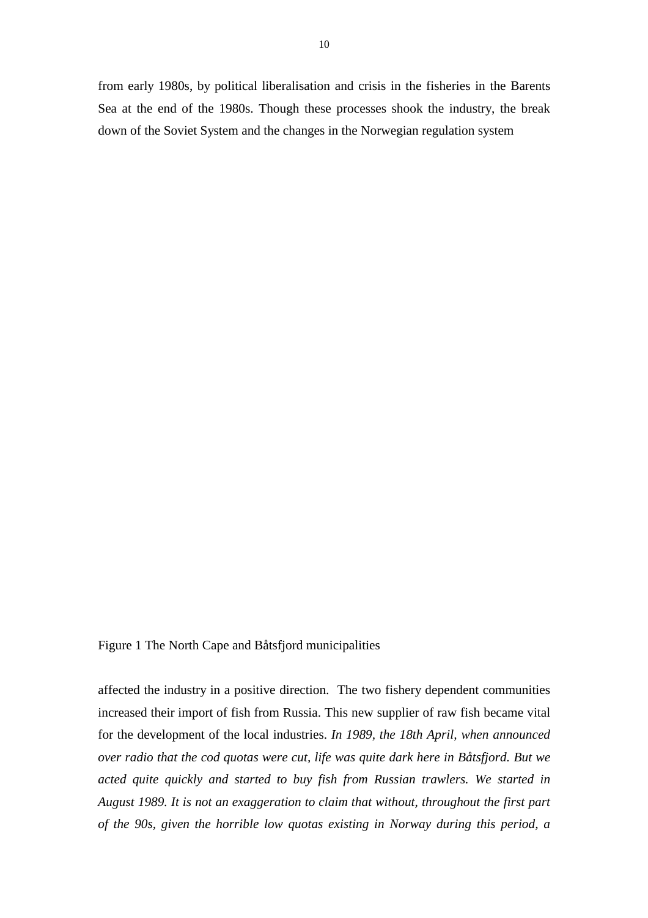from early 1980s, by political liberalisation and crisis in the fisheries in the Barents Sea at the end of the 1980s. Though these processes shook the industry, the break down of the Soviet System and the changes in the Norwegian regulation system

Figure 1 The North Cape and Båtsfjord municipalities

affected the industry in a positive direction. The two fishery dependent communities increased their import of fish from Russia. This new supplier of raw fish became vital for the development of the local industries. *In 1989, the 18th April, when announced over radio that the cod quotas were cut, life was quite dark here in Båtsfjord. But we acted quite quickly and started to buy fish from Russian trawlers. We started in August 1989. It is not an exaggeration to claim that without, throughout the first part of the 90s, given the horrible low quotas existing in Norway during this period, a*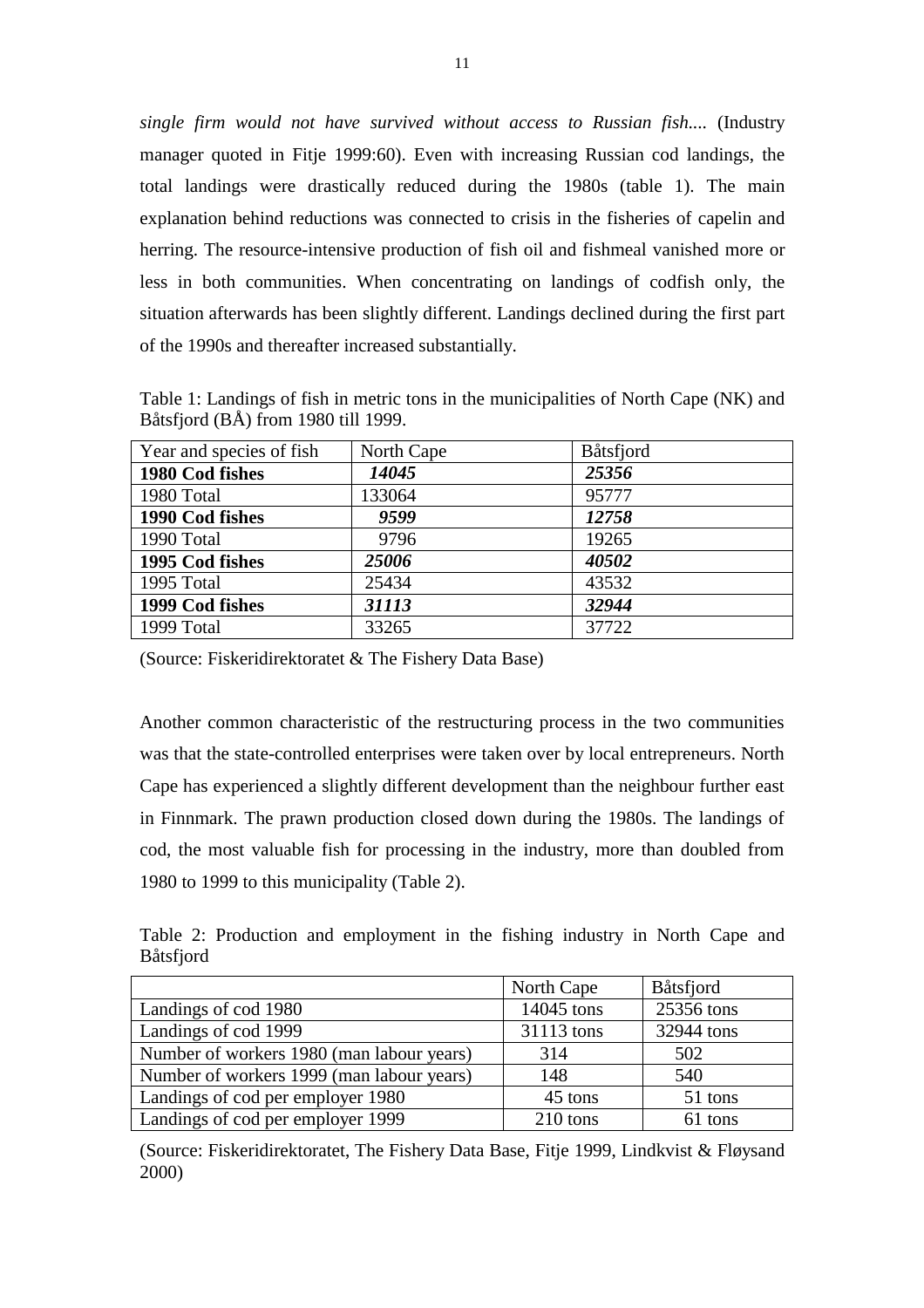*single firm would not have survived without access to Russian fish....* (Industry manager quoted in Fitje 1999:60). Even with increasing Russian cod landings, the total landings were drastically reduced during the 1980s (table 1). The main explanation behind reductions was connected to crisis in the fisheries of capelin and herring. The resource-intensive production of fish oil and fishmeal vanished more or less in both communities. When concentrating on landings of codfish only, the situation afterwards has been slightly different. Landings declined during the first part of the 1990s and thereafter increased substantially.

Table 1: Landings of fish in metric tons in the municipalities of North Cape (NK) and Båtsfjord (BÅ) from 1980 till 1999.

| Year and species of fish | North Cape | Båtsfjord |
|---|---|---|
| **1980 Cod fishes** | ***14045*** | ***25356*** |
| 1980 Total | 133064 | 95777 |
| **1990 Cod fishes** | ***9599*** | ***12758*** |
| 1990 Total | 9796 | 19265 |
| **1995 Cod fishes** | ***25006*** | ***40502*** |
| 1995 Total | 25434 | 43532 |
| **1999 Cod fishes** | ***31113*** | ***32944*** |
| 1999 Total | 33265 | 37722 |

(Source: Fiskeridirektoratet & The Fishery Data Base)

Another common characteristic of the restructuring process in the two communities was that the state-controlled enterprises were taken over by local entrepreneurs. North Cape has experienced a slightly different development than the neighbour further east in Finnmark. The prawn production closed down during the 1980s. The landings of cod, the most valuable fish for processing in the industry, more than doubled from 1980 to 1999 to this municipality (Table 2).

Table 2: Production and employment in the fishing industry in North Cape and Båtsfjord

| | North Cape | Båtsfjord |
|---|---|---|
| Landings of cod 1980 | 14045 tons | 25356 tons |
| Landings of cod 1999 | 31113 tons | 32944 tons |
| Number of workers 1980 (man labour years) | 314 | 502 |
| Number of workers 1999 (man labour years) | 148 | 540 |
| Landings of cod per employer 1980 | 45 tons | 51 tons |
| Landings of cod per employer 1999 | 210 tons | 61 tons |

(Source: Fiskeridirektoratet, The Fishery Data Base, Fitje 1999, Lindkvist & Fløysand 2000)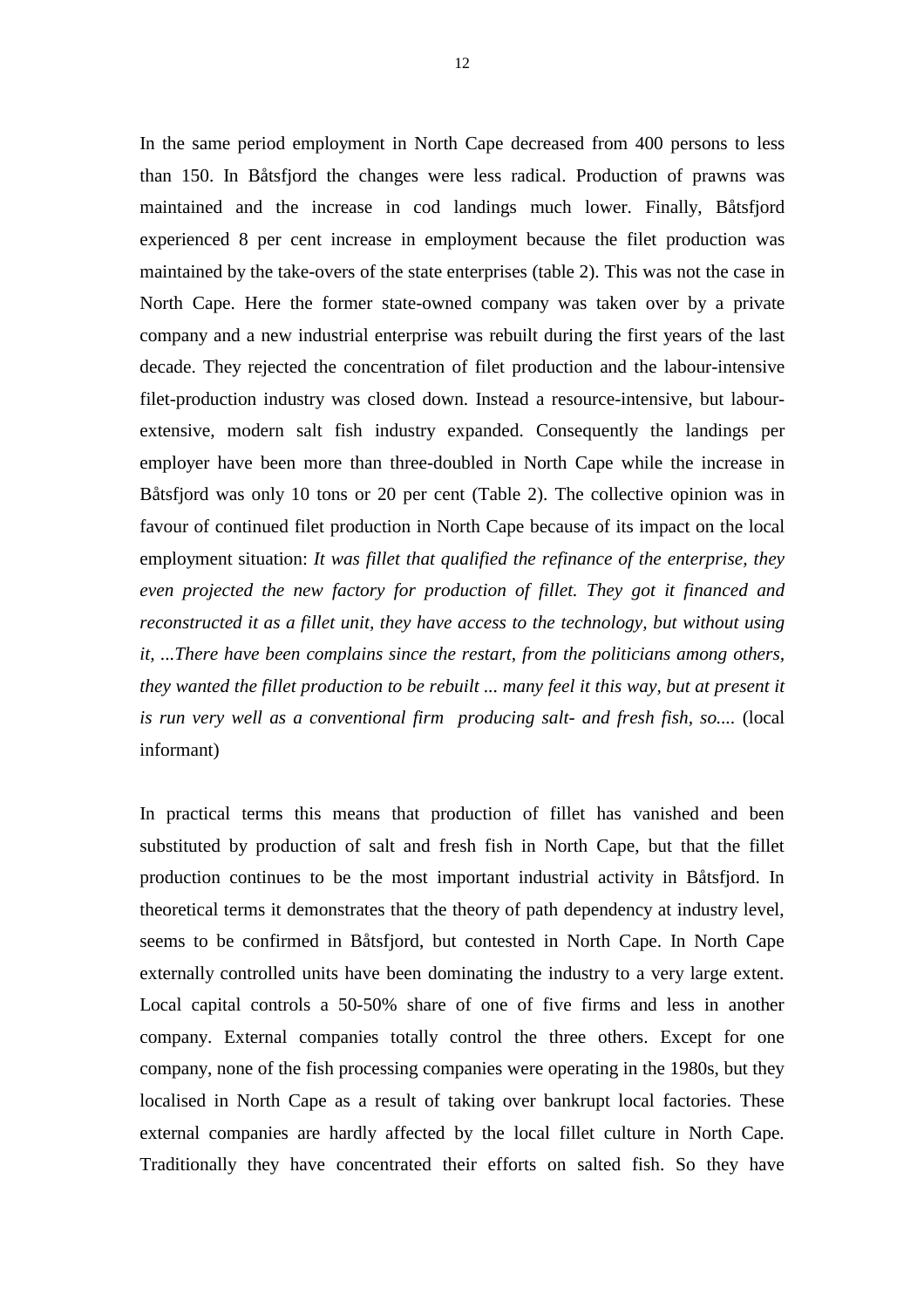In the same period employment in North Cape decreased from 400 persons to less than 150. In Båtsfjord the changes were less radical. Production of prawns was maintained and the increase in cod landings much lower. Finally, Båtsfjord experienced 8 per cent increase in employment because the filet production was maintained by the take-overs of the state enterprises (table 2). This was not the case in North Cape. Here the former state-owned company was taken over by a private company and a new industrial enterprise was rebuilt during the first years of the last decade. They rejected the concentration of filet production and the labour-intensive filet-production industry was closed down. Instead a resource-intensive, but labour-extensive, modern salt fish industry expanded. Consequently the landings per employer have been more than three-doubled in North Cape while the increase in Båtsfjord was only 10 tons or 20 per cent (Table 2). The collective opinion was in favour of continued filet production in North Cape because of its impact on the local employment situation: *It was fillet that qualified the refinance of the enterprise, they even projected the new factory for production of fillet. They got it financed and reconstructed it as a fillet unit, they have access to the technology, but without using it, ...There have been complains since the restart, from the politicians among others, they wanted the fillet production to be rebuilt ... many feel it this way, but at present it is run very well as a conventional firm  producing salt- and fresh fish, so....* (local informant)

In practical terms this means that production of fillet has vanished and been substituted by production of salt and fresh fish in North Cape, but that the fillet production continues to be the most important industrial activity in Båtsfjord. In theoretical terms it demonstrates that the theory of path dependency at industry level, seems to be confirmed in Båtsfjord, but contested in North Cape. In North Cape externally controlled units have been dominating the industry to a very large extent. Local capital controls a 50-50% share of one of five firms and less in another company. External companies totally control the three others. Except for one company, none of the fish processing companies were operating in the 1980s, but they localised in North Cape as a result of taking over bankrupt local factories. These external companies are hardly affected by the local fillet culture in North Cape. Traditionally they have concentrated their efforts on salted fish. So they have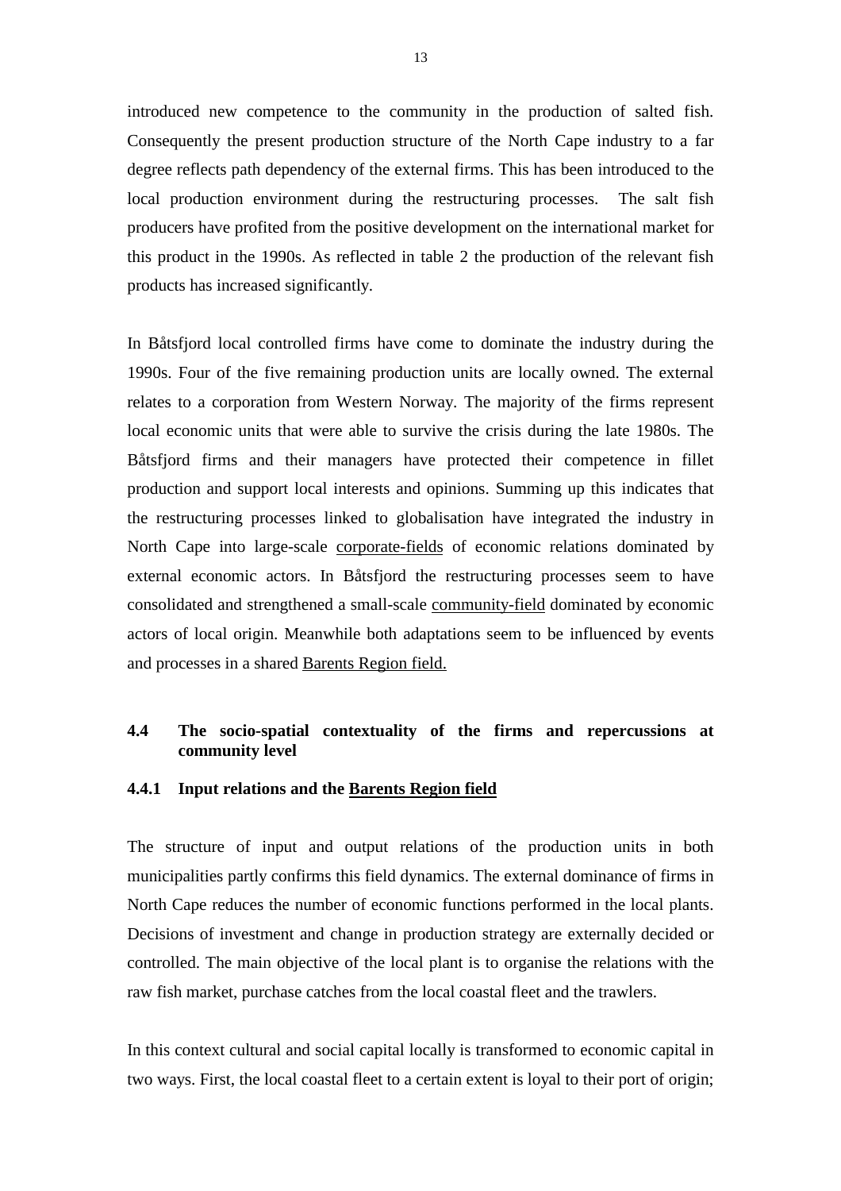introduced new competence to the community in the production of salted fish. Consequently the present production structure of the North Cape industry to a far degree reflects path dependency of the external firms. This has been introduced to the local production environment during the restructuring processes. The salt fish producers have profited from the positive development on the international market for this product in the 1990s. As reflected in table 2 the production of the relevant fish products has increased significantly.

In Båtsfjord local controlled firms have come to dominate the industry during the 1990s. Four of the five remaining production units are locally owned. The external relates to a corporation from Western Norway. The majority of the firms represent local economic units that were able to survive the crisis during the late 1980s. The Båtsfjord firms and their managers have protected their competence in fillet production and support local interests and opinions. Summing up this indicates that the restructuring processes linked to globalisation have integrated the industry in North Cape into large-scale <u>corporate-fields</u> of economic relations dominated by external economic actors. In Båtsfjord the restructuring processes seem to have consolidated and strengthened a small-scale <u>community-field</u> dominated by economic actors of local origin. Meanwhile both adaptations seem to be influenced by events and processes in a shared <u>Barents Region field.</u>

### 4.4 The socio-spatial contextuality of the firms and repercussions at community level

#### 4.4.1 Input relations and the <u>Barents Region field</u>

The structure of input and output relations of the production units in both municipalities partly confirms this field dynamics. The external dominance of firms in North Cape reduces the number of economic functions performed in the local plants. Decisions of investment and change in production strategy are externally decided or controlled. The main objective of the local plant is to organise the relations with the raw fish market, purchase catches from the local coastal fleet and the trawlers.

In this context cultural and social capital locally is transformed to economic capital in two ways. First, the local coastal fleet to a certain extent is loyal to their port of origin;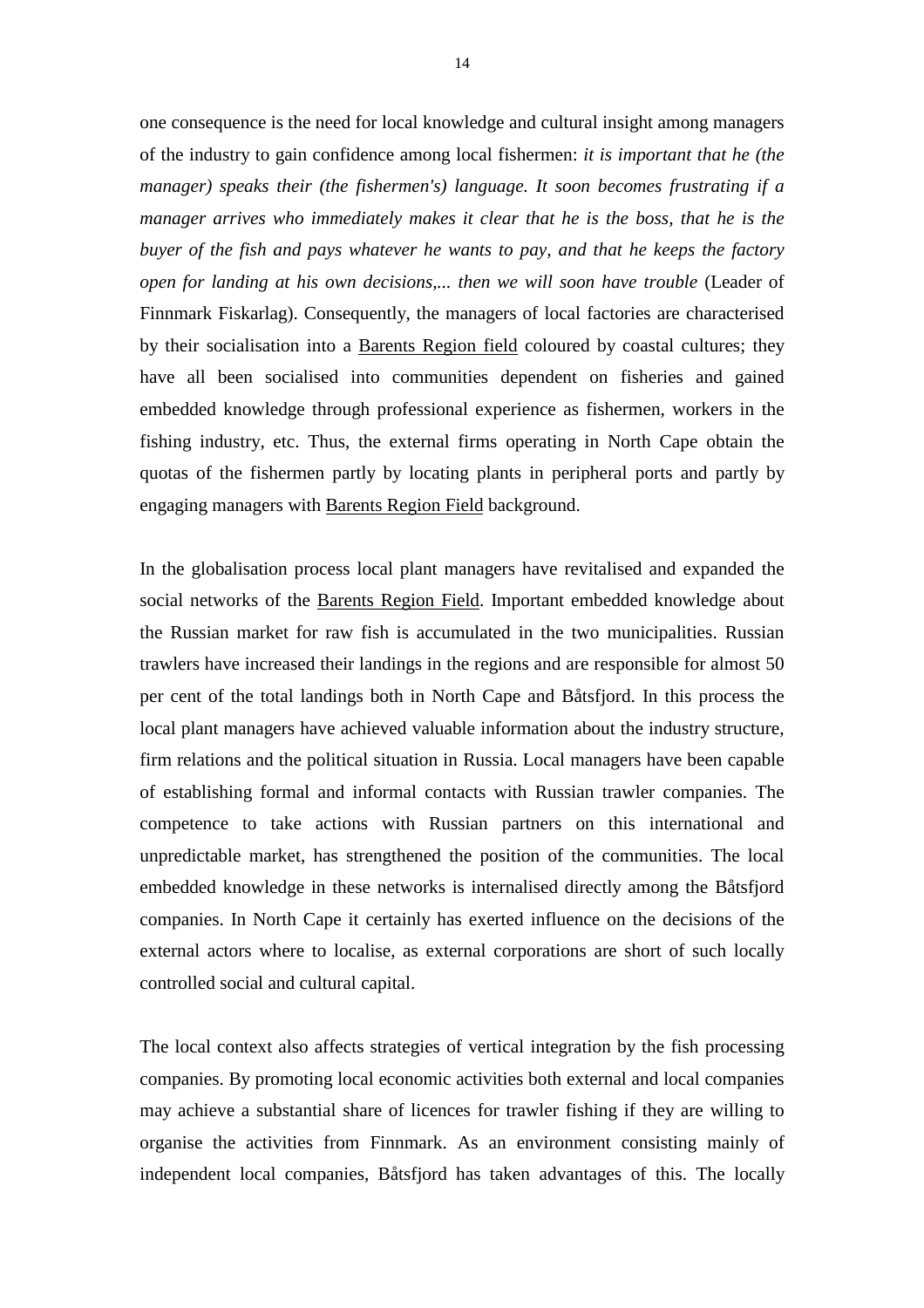one consequence is the need for local knowledge and cultural insight among managers of the industry to gain confidence among local fishermen: *it is important that he (the manager) speaks their (the fishermen's) language. It soon becomes frustrating if a manager arrives who immediately makes it clear that he is the boss, that he is the buyer of the fish and pays whatever he wants to pay, and that he keeps the factory open for landing at his own decisions,... then we will soon have trouble* (Leader of Finnmark Fiskarlag). Consequently, the managers of local factories are characterised by their socialisation into a <u>Barents Region field</u> coloured by coastal cultures; they have all been socialised into communities dependent on fisheries and gained embedded knowledge through professional experience as fishermen, workers in the fishing industry, etc. Thus, the external firms operating in North Cape obtain the quotas of the fishermen partly by locating plants in peripheral ports and partly by engaging managers with <u>Barents Region Field</u> background.

In the globalisation process local plant managers have revitalised and expanded the social networks of the <u>Barents Region Field</u>. Important embedded knowledge about the Russian market for raw fish is accumulated in the two municipalities. Russian trawlers have increased their landings in the regions and are responsible for almost 50 per cent of the total landings both in North Cape and Båtsfjord. In this process the local plant managers have achieved valuable information about the industry structure, firm relations and the political situation in Russia. Local managers have been capable of establishing formal and informal contacts with Russian trawler companies. The competence to take actions with Russian partners on this international and unpredictable market, has strengthened the position of the communities. The local embedded knowledge in these networks is internalised directly among the Båtsfjord companies. In North Cape it certainly has exerted influence on the decisions of the external actors where to localise, as external corporations are short of such locally controlled social and cultural capital.

The local context also affects strategies of vertical integration by the fish processing companies. By promoting local economic activities both external and local companies may achieve a substantial share of licences for trawler fishing if they are willing to organise the activities from Finnmark. As an environment consisting mainly of independent local companies, Båtsfjord has taken advantages of this. The locally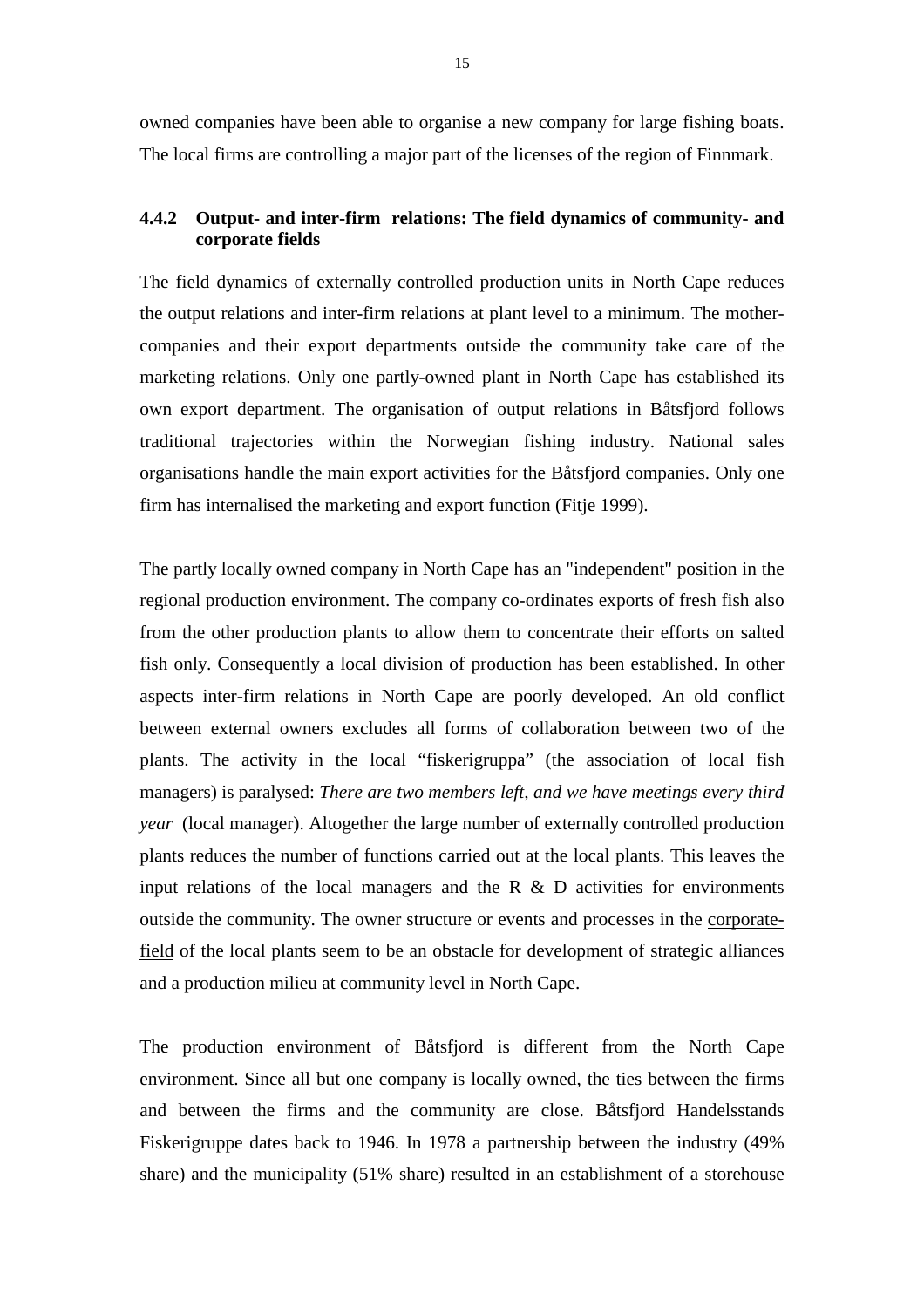owned companies have been able to organise a new company for large fishing boats. The local firms are controlling a major part of the licenses of the region of Finnmark.

### 4.4.2 Output- and inter-firm relations: The field dynamics of community- and corporate fields

The field dynamics of externally controlled production units in North Cape reduces the output relations and inter-firm relations at plant level to a minimum. The mother-companies and their export departments outside the community take care of the marketing relations. Only one partly-owned plant in North Cape has established its own export department. The organisation of output relations in Båtsfjord follows traditional trajectories within the Norwegian fishing industry. National sales organisations handle the main export activities for the Båtsfjord companies. Only one firm has internalised the marketing and export function (Fitje 1999).

The partly locally owned company in North Cape has an "independent" position in the regional production environment. The company co-ordinates exports of fresh fish also from the other production plants to allow them to concentrate their efforts on salted fish only. Consequently a local division of production has been established. In other aspects inter-firm relations in North Cape are poorly developed. An old conflict between external owners excludes all forms of collaboration between two of the plants. The activity in the local "fiskerigruppa" (the association of local fish managers) is paralysed: *There are two members left, and we have meetings every third year* (local manager). Altogether the large number of externally controlled production plants reduces the number of functions carried out at the local plants. This leaves the input relations of the local managers and the R & D activities for environments outside the community. The owner structure or events and processes in the <u>corporate-field</u> of the local plants seem to be an obstacle for development of strategic alliances and a production milieu at community level in North Cape.

The production environment of Båtsfjord is different from the North Cape environment. Since all but one company is locally owned, the ties between the firms and between the firms and the community are close. Båtsfjord Handelsstands Fiskerigruppe dates back to 1946. In 1978 a partnership between the industry (49% share) and the municipality (51% share) resulted in an establishment of a storehouse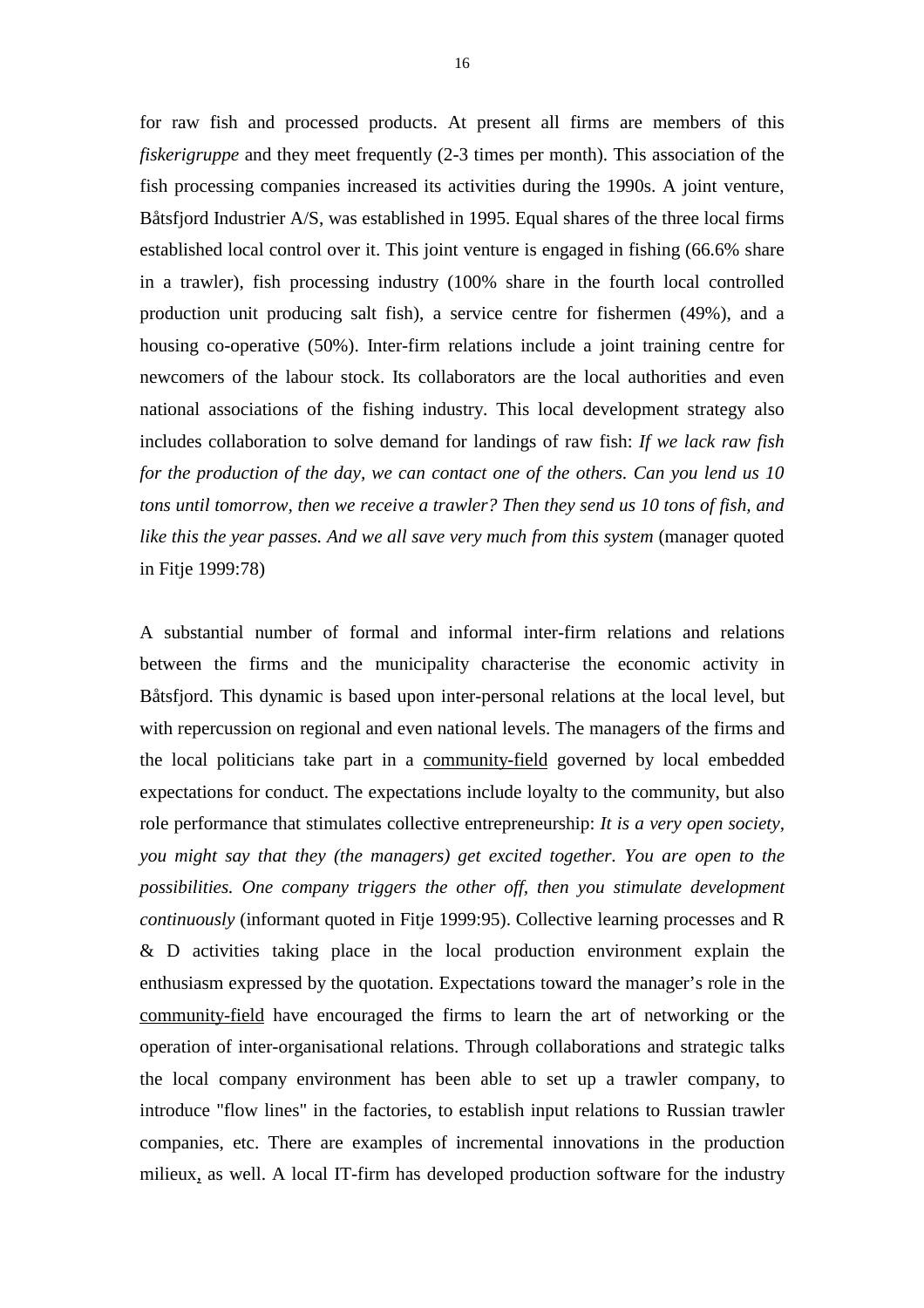for raw fish and processed products. At present all firms are members of this *fiskerigruppe* and they meet frequently (2-3 times per month). This association of the fish processing companies increased its activities during the 1990s. A joint venture, Båtsfjord Industrier A/S, was established in 1995. Equal shares of the three local firms established local control over it. This joint venture is engaged in fishing (66.6% share in a trawler), fish processing industry (100% share in the fourth local controlled production unit producing salt fish), a service centre for fishermen (49%), and a housing co-operative (50%). Inter-firm relations include a joint training centre for newcomers of the labour stock. Its collaborators are the local authorities and even national associations of the fishing industry. This local development strategy also includes collaboration to solve demand for landings of raw fish: *If we lack raw fish for the production of the day, we can contact one of the others. Can you lend us 10 tons until tomorrow, then we receive a trawler? Then they send us 10 tons of fish, and like this the year passes. And we all save very much from this system* (manager quoted in Fitje 1999:78)

A substantial number of formal and informal inter-firm relations and relations between the firms and the municipality characterise the economic activity in Båtsfjord. This dynamic is based upon inter-personal relations at the local level, but with repercussion on regional and even national levels. The managers of the firms and the local politicians take part in a community-field governed by local embedded expectations for conduct. The expectations include loyalty to the community, but also role performance that stimulates collective entrepreneurship: *It is a very open society, you might say that they (the managers) get excited together. You are open to the possibilities. One company triggers the other off, then you stimulate development continuously* (informant quoted in Fitje 1999:95). Collective learning processes and R & D activities taking place in the local production environment explain the enthusiasm expressed by the quotation. Expectations toward the manager's role in the community-field have encouraged the firms to learn the art of networking or the operation of inter-organisational relations. Through collaborations and strategic talks the local company environment has been able to set up a trawler company, to introduce "flow lines" in the factories, to establish input relations to Russian trawler companies, etc. There are examples of incremental innovations in the production milieux, as well. A local IT-firm has developed production software for the industry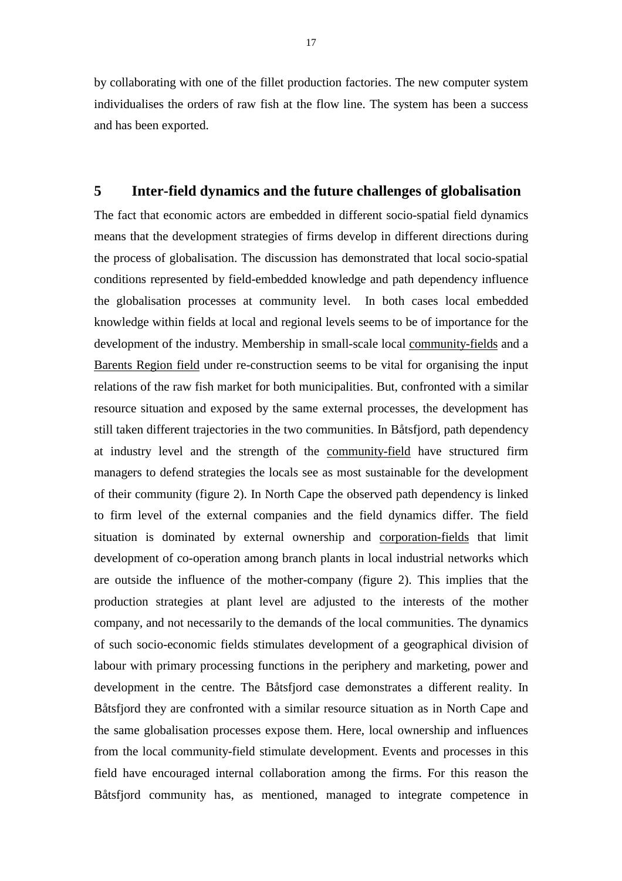by collaborating with one of the fillet production factories. The new computer system individualises the orders of raw fish at the flow line. The system has been a success and has been exported.

## 5 Inter-field dynamics and the future challenges of globalisation

The fact that economic actors are embedded in different socio-spatial field dynamics means that the development strategies of firms develop in different directions during the process of globalisation. The discussion has demonstrated that local socio-spatial conditions represented by field-embedded knowledge and path dependency influence the globalisation processes at community level. In both cases local embedded knowledge within fields at local and regional levels seems to be of importance for the development of the industry. Membership in small-scale local <u>community-fields</u> and a <u>Barents Region field</u> under re-construction seems to be vital for organising the input relations of the raw fish market for both municipalities. But, confronted with a similar resource situation and exposed by the same external processes, the development has still taken different trajectories in the two communities. In Båtsfjord, path dependency at industry level and the strength of the <u>community-field</u> have structured firm managers to defend strategies the locals see as most sustainable for the development of their community (figure 2). In North Cape the observed path dependency is linked to firm level of the external companies and the field dynamics differ. The field situation is dominated by external ownership and <u>corporation-fields</u> that limit development of co-operation among branch plants in local industrial networks which are outside the influence of the mother-company (figure 2). This implies that the production strategies at plant level are adjusted to the interests of the mother company, and not necessarily to the demands of the local communities. The dynamics of such socio-economic fields stimulates development of a geographical division of labour with primary processing functions in the periphery and marketing, power and development in the centre. The Båtsfjord case demonstrates a different reality. In Båtsfjord they are confronted with a similar resource situation as in North Cape and the same globalisation processes expose them. Here, local ownership and influences from the local community-field stimulate development. Events and processes in this field have encouraged internal collaboration among the firms. For this reason the Båtsfjord community has, as mentioned, managed to integrate competence in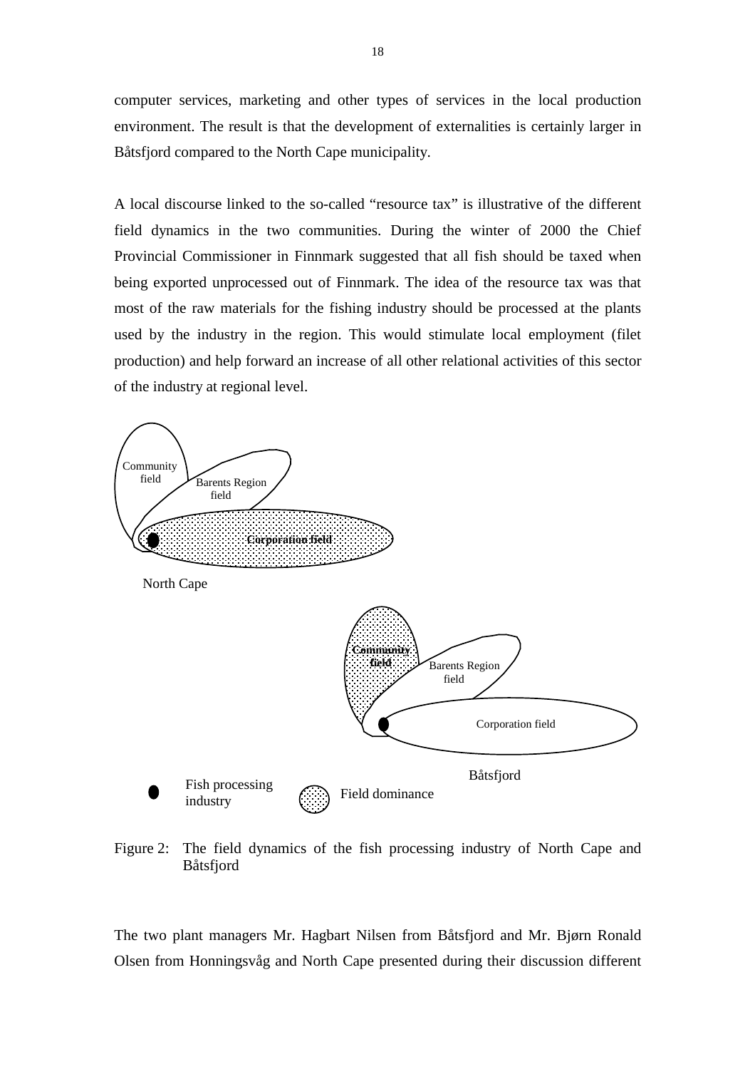computer services, marketing and other types of services in the local production environment. The result is that the development of externalities is certainly larger in Båtsfjord compared to the North Cape municipality.

A local discourse linked to the so-called "resource tax" is illustrative of the different field dynamics in the two communities. During the winter of 2000 the Chief Provincial Commissioner in Finnmark suggested that all fish should be taxed when being exported unprocessed out of Finnmark. The idea of the resource tax was that most of the raw materials for the fishing industry should be processed at the plants used by the industry in the region. This would stimulate local employment (filet production) and help forward an increase of all other relational activities of this sector of the industry at regional level.

Community field

Barents Region field

Corporation field

North Cape

Community field

Barents Region field

Corporation field

Båtsfjord

Fish processing industry

Field dominance

Figure 2: The field dynamics of the fish processing industry of North Cape and Båtsfjord

The two plant managers Mr. Hagbart Nilsen from Båtsfjord and Mr. Bjørn Ronald Olsen from Honningsvåg and North Cape presented during their discussion different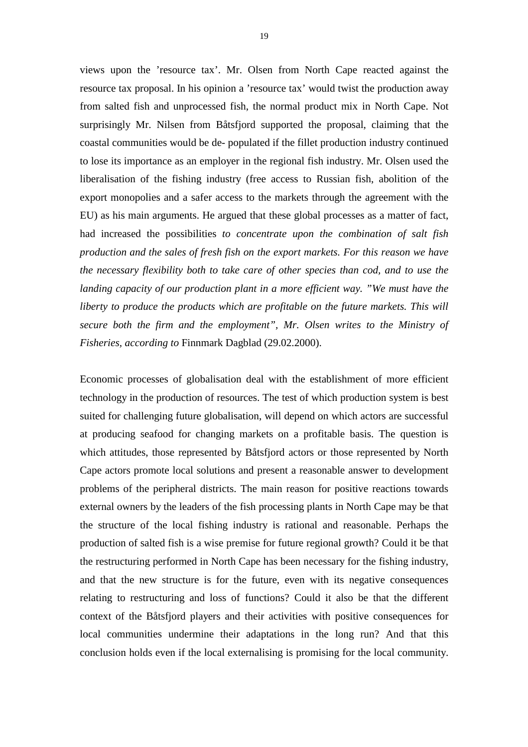views upon the ’resource tax’. Mr. Olsen from North Cape reacted against the resource tax proposal. In his opinion a ’resource tax’ would twist the production away from salted fish and unprocessed fish, the normal product mix in North Cape. Not surprisingly Mr. Nilsen from Båtsfjord supported the proposal, claiming that the coastal communities would be de- populated if the fillet production industry continued to lose its importance as an employer in the regional fish industry. Mr. Olsen used the liberalisation of the fishing industry (free access to Russian fish, abolition of the export monopolies and a safer access to the markets through the agreement with the EU) as his main arguments. He argued that these global processes as a matter of fact, had increased the possibilities *to concentrate upon the combination of salt fish production and the sales of fresh fish on the export markets. For this reason we have the necessary flexibility both to take care of other species than cod, and to use the landing capacity of our production plant in a more efficient way. ”We must have the liberty to produce the products which are profitable on the future markets. This will secure both the firm and the employment”, Mr. Olsen writes to the Ministry of Fisheries, according to* Finnmark Dagblad (29.02.2000).

Economic processes of globalisation deal with the establishment of more efficient technology in the production of resources. The test of which production system is best suited for challenging future globalisation, will depend on which actors are successful at producing seafood for changing markets on a profitable basis. The question is which attitudes, those represented by Båtsfjord actors or those represented by North Cape actors promote local solutions and present a reasonable answer to development problems of the peripheral districts. The main reason for positive reactions towards external owners by the leaders of the fish processing plants in North Cape may be that the structure of the local fishing industry is rational and reasonable. Perhaps the production of salted fish is a wise premise for future regional growth? Could it be that the restructuring performed in North Cape has been necessary for the fishing industry, and that the new structure is for the future, even with its negative consequences relating to restructuring and loss of functions? Could it also be that the different context of the Båtsfjord players and their activities with positive consequences for local communities undermine their adaptations in the long run? And that this conclusion holds even if the local externalising is promising for the local community.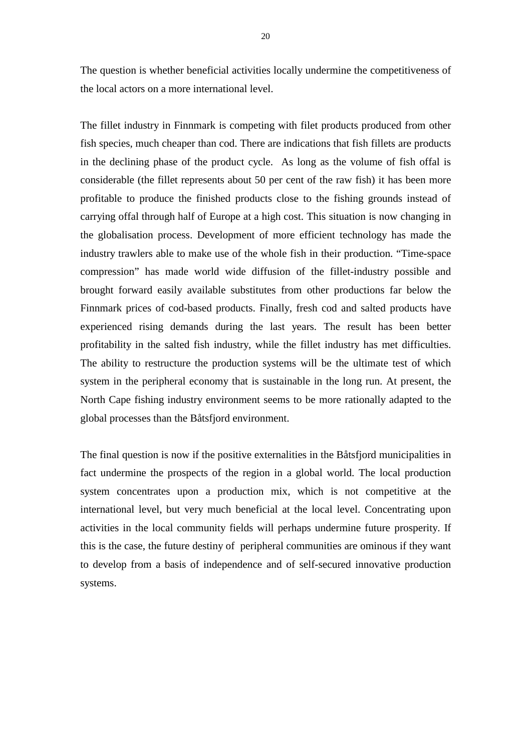The question is whether beneficial activities locally undermine the competitiveness of the local actors on a more international level.

The fillet industry in Finnmark is competing with filet products produced from other fish species, much cheaper than cod. There are indications that fish fillets are products in the declining phase of the product cycle. As long as the volume of fish offal is considerable (the fillet represents about 50 per cent of the raw fish) it has been more profitable to produce the finished products close to the fishing grounds instead of carrying offal through half of Europe at a high cost. This situation is now changing in the globalisation process. Development of more efficient technology has made the industry trawlers able to make use of the whole fish in their production. "Time-space compression" has made world wide diffusion of the fillet-industry possible and brought forward easily available substitutes from other productions far below the Finnmark prices of cod-based products. Finally, fresh cod and salted products have experienced rising demands during the last years. The result has been better profitability in the salted fish industry, while the fillet industry has met difficulties. The ability to restructure the production systems will be the ultimate test of which system in the peripheral economy that is sustainable in the long run. At present, the North Cape fishing industry environment seems to be more rationally adapted to the global processes than the Båtsfjord environment.

The final question is now if the positive externalities in the Båtsfjord municipalities in fact undermine the prospects of the region in a global world. The local production system concentrates upon a production mix, which is not competitive at the international level, but very much beneficial at the local level. Concentrating upon activities in the local community fields will perhaps undermine future prosperity. If this is the case, the future destiny of peripheral communities are ominous if they want to develop from a basis of independence and of self-secured innovative production systems.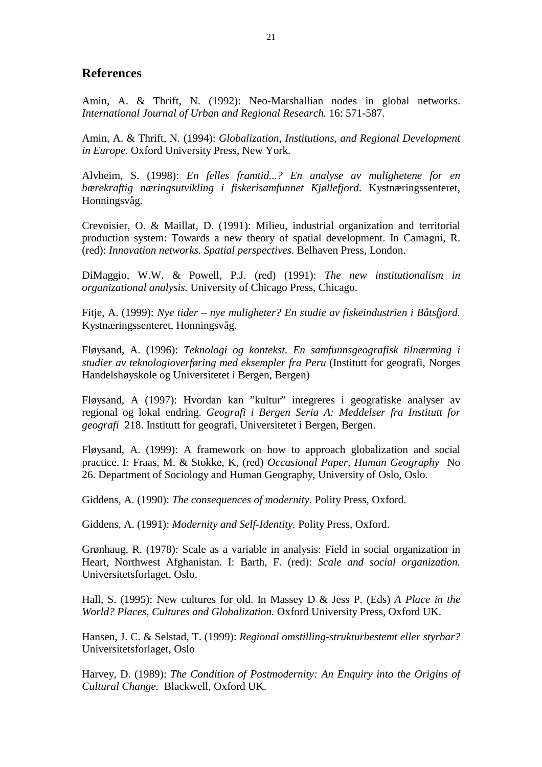## References

Amin, A. & Thrift, N. (1992): Neo-Marshallian nodes in global networks. *International Journal of Urban and Regional Research.* 16: 571-587.

Amin, A. & Thrift, N. (1994): *Globalization, Institutions, and Regional Development in Europe.* Oxford University Press, New York.

Alvheim, S. (1998): *En felles framtid...? En analyse av mulighetene for en bærekraftig næringsutvikling i fiskerisamfunnet Kjøllefjord.* Kystnæringssenteret, Honningsvåg.

Crevoisier, O. & Maillat, D. (1991): Milieu, industrial organization and territorial production system: Towards a new theory of spatial development. In Camagni, R. (red): *Innovation networks. Spatial perspectives.* Belhaven Press, London.

DiMaggio, W.W. & Powell, P.J. (red) (1991): *The new institutionalism in organizational analysis.* University of Chicago Press, Chicago.

Fitje, A. (1999): *Nye tider – nye muligheter? En studie av fiskeindustrien i Båtsfjord.* Kystnæringssenteret, Honningsvåg.

Fløysand, A. (1996): *Teknologi og kontekst. En samfunnsgeografisk tilnærming i studier av teknologioverføring med eksempler fra Peru* (Institutt for geografi, Norges Handelshøyskole og Universitetet i Bergen, Bergen)

Fløysand, A (1997): Hvordan kan ”kultur” integreres i geografiske analyser av regional og lokal endring. *Geografi i Bergen Seria A: Meddelser fra Institutt for geografi* 218. Institutt for geografi, Universitetet i Bergen, Bergen.

Fløysand, A. (1999): A framework on how to approach globalization and social practice. I: Fraas, M. & Stokke, K, (red) *Occasional Paper, Human Geography* No 26. Department of Sociology and Human Geography, University of Oslo, Oslo.

Giddens, A. (1990): *The consequences of modernity.* Polity Press, Oxford.

Giddens, A. (1991): *Modernity and Self-Identity.* Polity Press, Oxford.

Grønhaug, R. (1978): Scale as a variable in analysis: Field in social organization in Heart, Northwest Afghanistan. I: Barth, F. (red): *Scale and social organization.* Universitetsforlaget, Oslo.

Hall, S. (1995): New cultures for old. In Massey D & Jess P. (Eds) *A Place in the World? Places, Cultures and Globalization.* Oxford University Press, Oxford UK.

Hansen, J. C. & Selstad, T. (1999): *Regional omstilling-strukturbestemt eller styrbar?* Universitetsforlaget, Oslo

Harvey, D. (1989): *The Condition of Postmodernity: An Enquiry into the Origins of Cultural Change.* Blackwell, Oxford UK.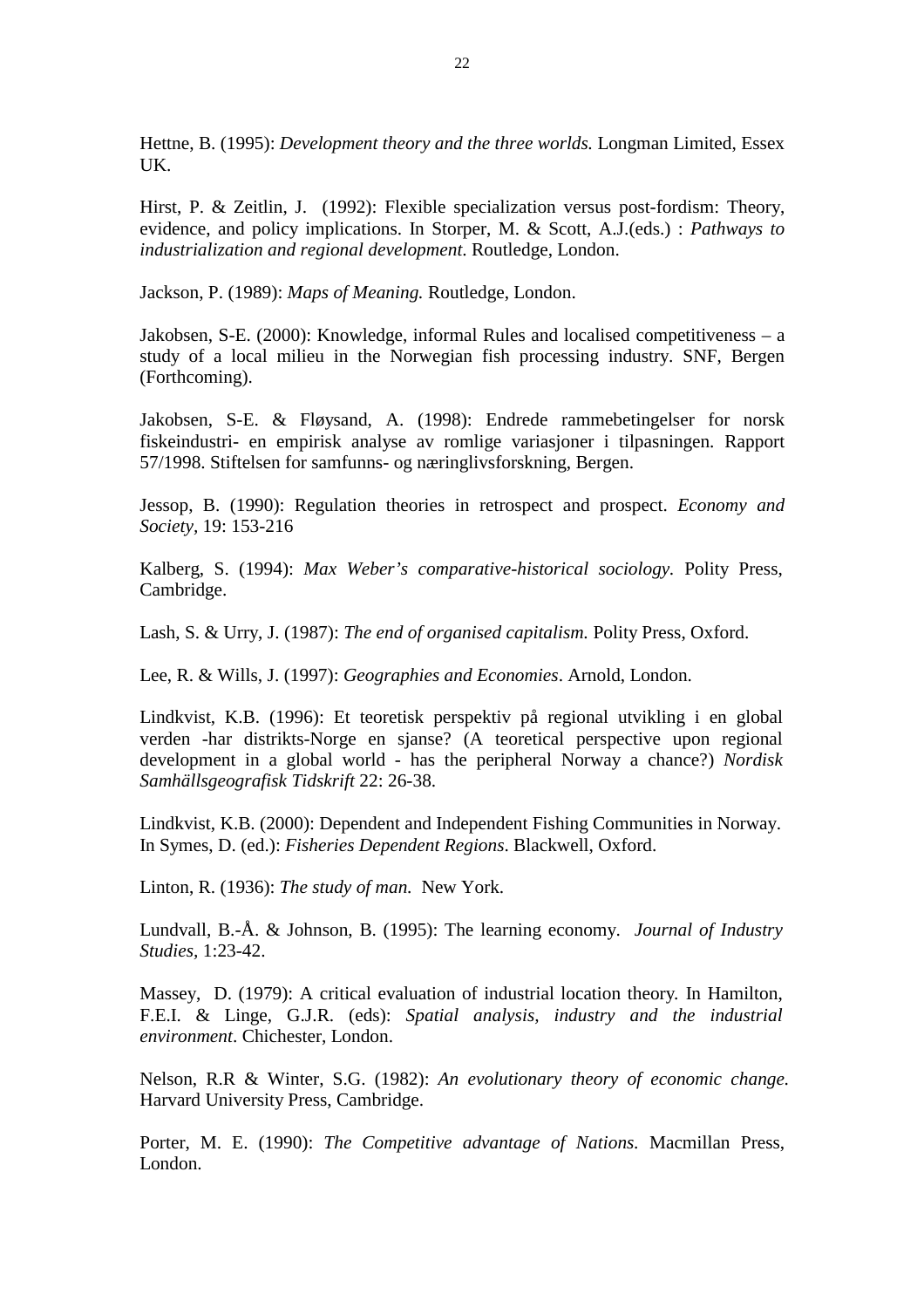Hettne, B. (1995): *Development theory and the three worlds.* Longman Limited, Essex UK.

Hirst, P. & Zeitlin, J. (1992): Flexible specialization versus post-fordism: Theory, evidence, and policy implications. In Storper, M. & Scott, A.J.(eds.) : *Pathways to industrialization and regional development.* Routledge, London.

Jackson, P. (1989): *Maps of Meaning.* Routledge, London.

Jakobsen, S-E. (2000): Knowledge, informal Rules and localised competitiveness – a study of a local milieu in the Norwegian fish processing industry. SNF, Bergen (Forthcoming).

Jakobsen, S-E. & Fløysand, A. (1998): Endrede rammebetingelser for norsk fiskeindustri- en empirisk analyse av romlige variasjoner i tilpasningen. Rapport 57/1998. Stiftelsen for samfunns- og næringlivsforskning, Bergen.

Jessop, B. (1990): Regulation theories in retrospect and prospect. *Economy and Society,* 19: 153-216

Kalberg, S. (1994): *Max Weber's comparative-historical sociology.* Polity Press, Cambridge.

Lash, S. & Urry, J. (1987): *The end of organised capitalism.* Polity Press, Oxford.

Lee, R. & Wills, J. (1997): *Geographies and Economies*. Arnold, London.

Lindkvist, K.B. (1996): Et teoretisk perspektiv på regional utvikling i en global verden -har distrikts-Norge en sjanse? (A teoretical perspective upon regional development in a global world - has the peripheral Norway a chance?) *Nordisk Samhällsgeografisk Tidskrift* 22: 26-38.

Lindkvist, K.B. (2000): Dependent and Independent Fishing Communities in Norway. In Symes, D. (ed.): *Fisheries Dependent Regions*. Blackwell, Oxford.

Linton, R. (1936): *The study of man.* New York.

Lundvall, B.-Å. & Johnson, B. (1995): The learning economy. *Journal of Industry Studies,* 1:23-42.

Massey, D. (1979): A critical evaluation of industrial location theory. In Hamilton, F.E.I. & Linge, G.J.R. (eds): *Spatial analysis, industry and the industrial environment*. Chichester, London.

Nelson, R.R & Winter, S.G. (1982): *An evolutionary theory of economic change.* Harvard University Press, Cambridge.

Porter, M. E. (1990): *The Competitive advantage of Nations.* Macmillan Press, London.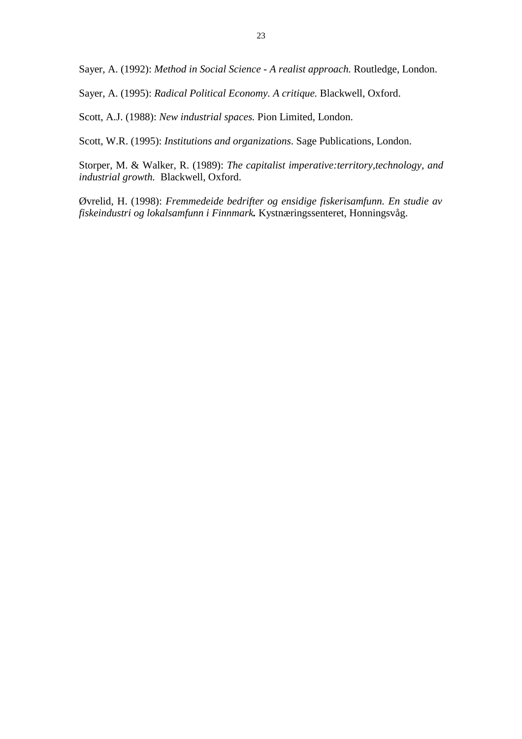Sayer, A. (1992): *Method in Social Science - A realist approach.* Routledge, London.

Sayer, A. (1995): *Radical Political Economy. A critique.* Blackwell, Oxford.

Scott, A.J. (1988): *New industrial spaces.* Pion Limited, London.

Scott, W.R. (1995): *Institutions and organizations*. Sage Publications, London.

Storper, M. & Walker, R. (1989): *The capitalist imperative:territory,technology, and industrial growth.* Blackwell, Oxford.

Øvrelid, H. (1998): *Fremmedeide bedrifter og ensidige fiskerisamfunn. En studie av fiskeindustri og lokalsamfunn i Finnmark.* Kystnæringssenteret, Honningsvåg.